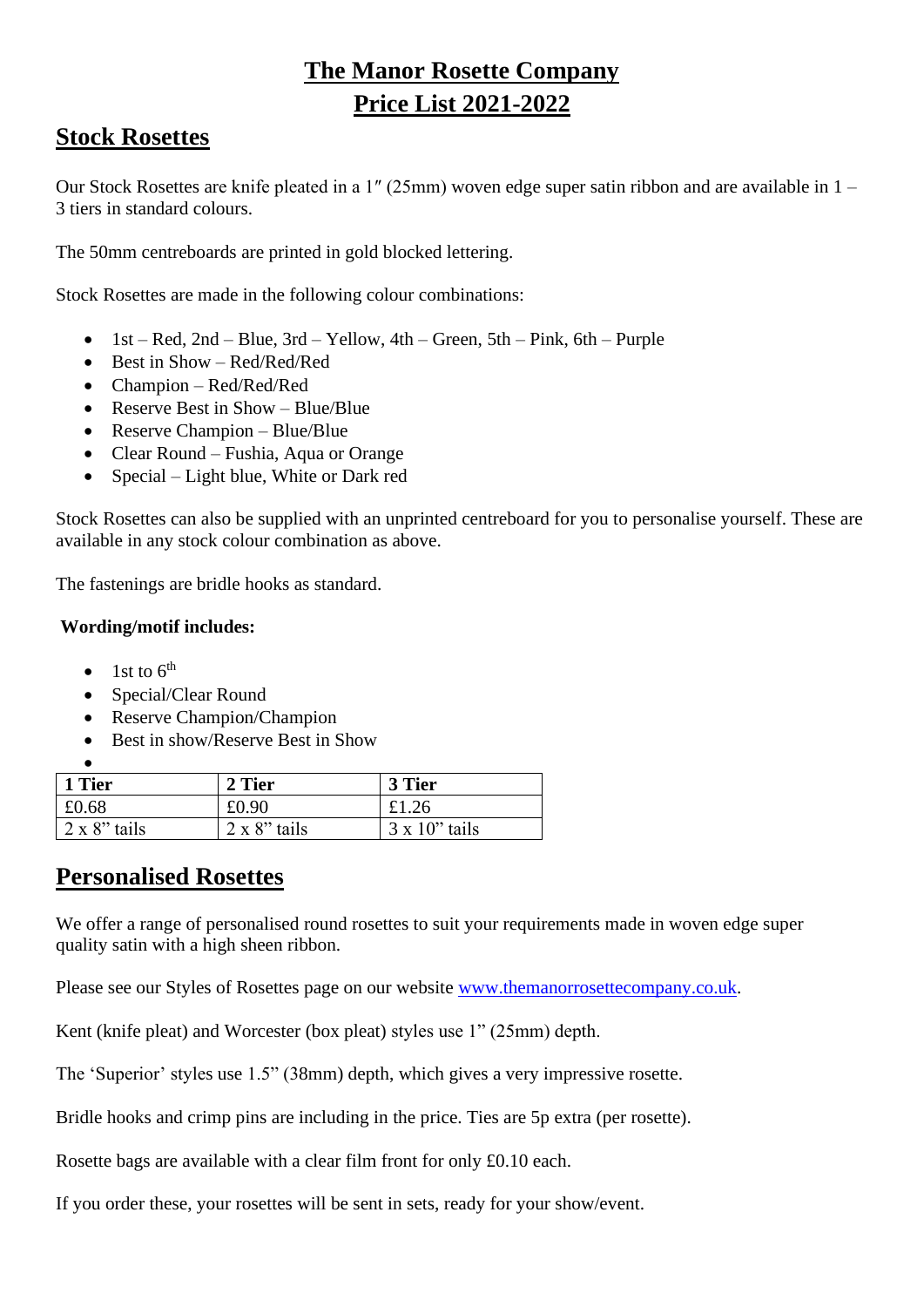# The Manor Rosette Company
# Price List 2021-2022

## Stock Rosettes

Our Stock Rosettes are knife pleated in a 1″ (25mm) woven edge super satin ribbon and are available in 1 – 3 tiers in standard colours.

The 50mm centreboards are printed in gold blocked lettering.

Stock Rosettes are made in the following colour combinations:

- 1st – Red, 2nd – Blue, 3rd – Yellow, 4th – Green, 5th – Pink, 6th – Purple
- Best in Show – Red/Red/Red
- Champion – Red/Red/Red
- Reserve Best in Show – Blue/Blue
- Reserve Champion – Blue/Blue
- Clear Round – Fushia, Aqua or Orange
- Special – Light blue, White or Dark red

Stock Rosettes can also be supplied with an unprinted centreboard for you to personalise yourself. These are available in any stock colour combination as above.

The fastenings are bridle hooks as standard.

**Wording/motif includes:**

- 1st to 6th
- Special/Clear Round
- Reserve Champion/Champion
- Best in show/Reserve Best in Show

| 1 Tier | 2 Tier | 3 Tier |
|---|---|---|
| £0.68 | £0.90 | £1.26 |
| 2 x 8" tails | 2 x 8" tails | 3 x 10" tails |

## Personalised Rosettes

We offer a range of personalised round rosettes to suit your requirements made in woven edge super quality satin with a high sheen ribbon.

Please see our Styles of Rosettes page on our website www.themanorrosettecompany.co.uk.

Kent (knife pleat) and Worcester (box pleat) styles use 1" (25mm) depth.

The 'Superior' styles use 1.5" (38mm) depth, which gives a very impressive rosette.

Bridle hooks and crimp pins are including in the price. Ties are 5p extra (per rosette).

Rosette bags are available with a clear film front for only £0.10 each.

If you order these, your rosettes will be sent in sets, ready for your show/event.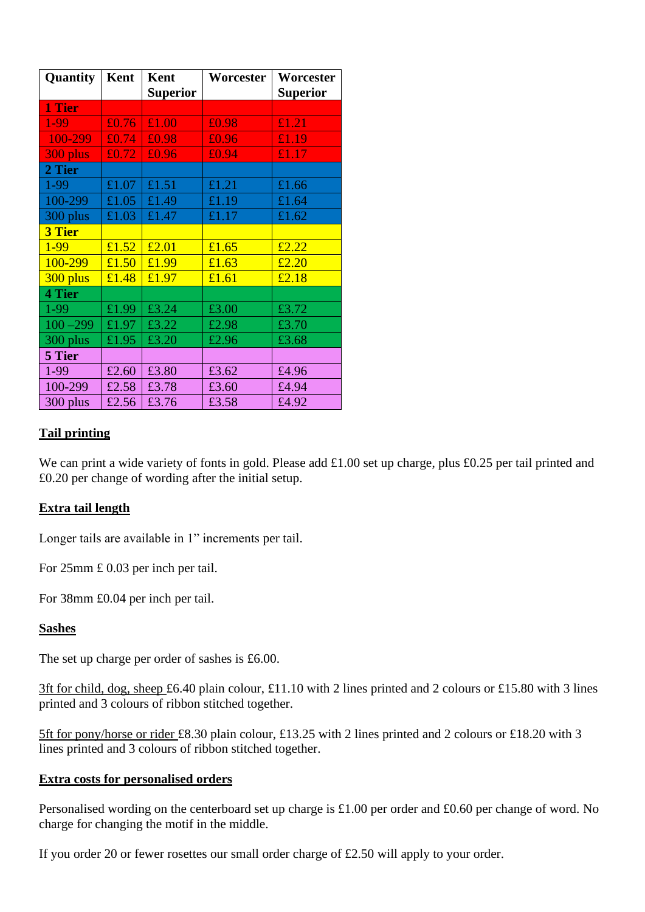| Quantity | Kent | Kent Superior | Worcester | Worcester Superior |
|---|---|---|---|---|
| **1 Tier** | | | | |
| 1-99 | £0.76 | £1.00 | £0.98 | £1.21 |
| 100-299 | £0.74 | £0.98 | £0.96 | £1.19 |
| 300 plus | £0.72 | £0.96 | £0.94 | £1.17 |
| **2 Tier** | | | | |
| 1-99 | £1.07 | £1.51 | £1.21 | £1.66 |
| 100-299 | £1.05 | £1.49 | £1.19 | £1.64 |
| 300 plus | £1.03 | £1.47 | £1.17 | £1.62 |
| **3 Tier** | | | | |
| 1-99 | £1.52 | £2.01 | £1.65 | £2.22 |
| 100-299 | £1.50 | £1.99 | £1.63 | £2.20 |
| 300 plus | £1.48 | £1.97 | £1.61 | £2.18 |
| **4 Tier** | | | | |
| 1-99 | £1.99 | £3.24 | £3.00 | £3.72 |
| 100 –299 | £1.97 | £3.22 | £2.98 | £3.70 |
| 300 plus | £1.95 | £3.20 | £2.96 | £3.68 |
| **5 Tier** | | | | |
| 1-99 | £2.60 | £3.80 | £3.62 | £4.96 |
| 100-299 | £2.58 | £3.78 | £3.60 | £4.94 |
| 300 plus | £2.56 | £3.76 | £3.58 | £4.92 |

**Tail printing**

We can print a wide variety of fonts in gold. Please add £1.00 set up charge, plus £0.25 per tail printed and £0.20 per change of wording after the initial setup.

**Extra tail length**

Longer tails are available in 1" increments per tail.

For 25mm £ 0.03 per inch per tail.

For 38mm £0.04 per inch per tail.

**Sashes**

The set up charge per order of sashes is £6.00.

3ft for child, dog, sheep £6.40 plain colour, £11.10 with 2 lines printed and 2 colours or £15.80 with 3 lines printed and 3 colours of ribbon stitched together.

5ft for pony/horse or rider £8.30 plain colour, £13.25 with 2 lines printed and 2 colours or £18.20 with 3 lines printed and 3 colours of ribbon stitched together.

**Extra costs for personalised orders**

Personalised wording on the centerboard set up charge is £1.00 per order and £0.60 per change of word. No charge for changing the motif in the middle.

If you order 20 or fewer rosettes our small order charge of £2.50 will apply to your order.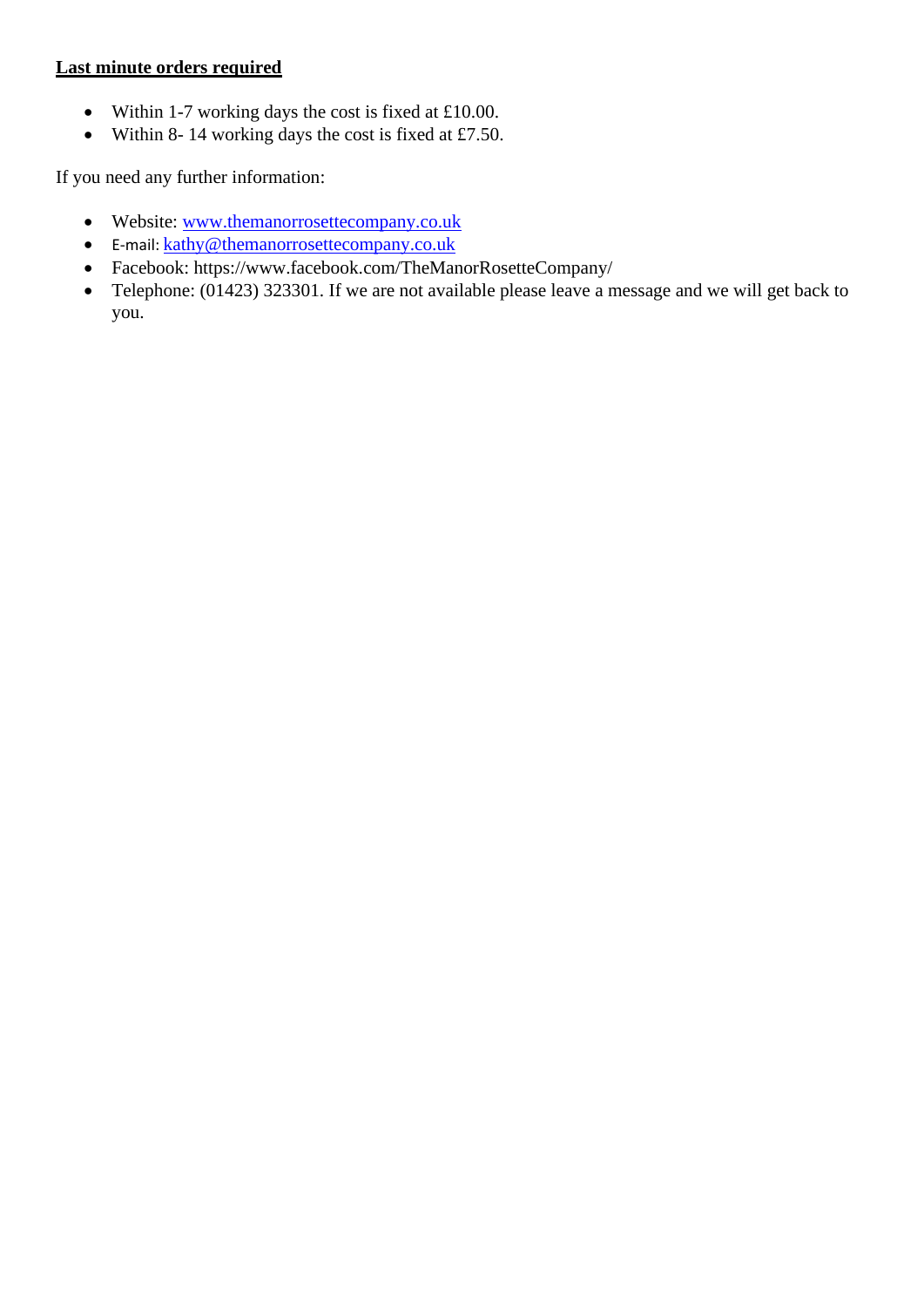**Last minute orders required**

- Within 1-7 working days the cost is fixed at £10.00.
- Within 8- 14 working days the cost is fixed at £7.50.

If you need any further information:

- Website: www.themanorrosettecompany.co.uk
- E-mail: kathy@themanorrosettecompany.co.uk
- Facebook: https://www.facebook.com/TheManorRosetteCompany/
- Telephone: (01423) 323301. If we are not available please leave a message and we will get back to you.